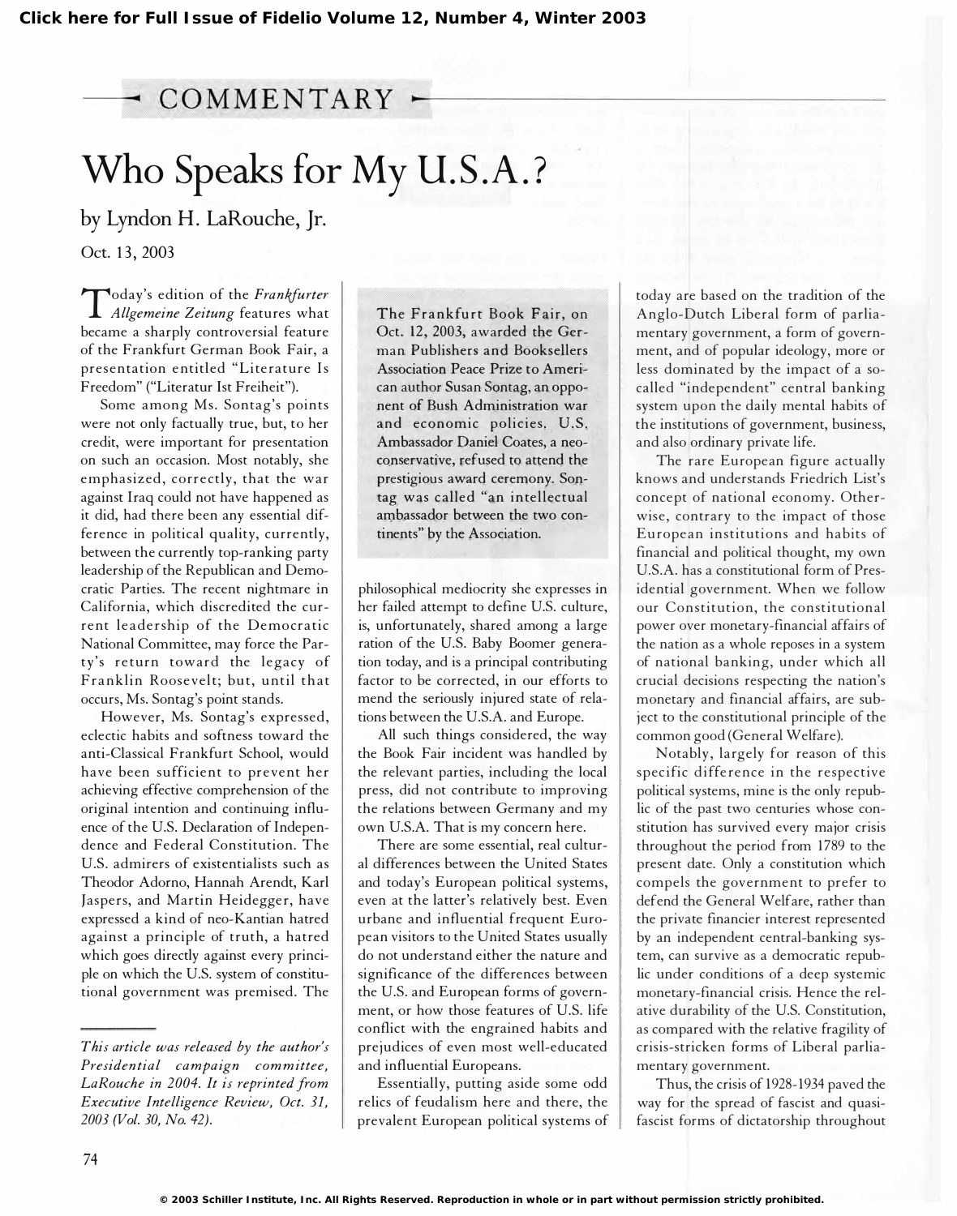## COMMENTARY

# Who Speaks for My U.S.A.?

by Lyndon H. LaRouche, Jr.

Oct. 13, 2003

> The Frankfurt Book Fair, on Oct. 12, 2003, awarded the German Publishers and Booksellers Association Peace Prize to American author Susan Sontag, an opponent of Bush Administration war and economic policies. U.S. Ambassador Daniel Coates, a neo-conservative, refused to attend the prestigious award ceremony. Sontag was called "an intellectual ambassador between the two continents" by the Association.

Today's edition of the *Frankfurter Allgemeine Zeitung* features what became a sharply controversial feature of the Frankfurt German Book Fair, a presentation entitled "Literature Is Freedom" ("Literatur Ist Freiheit").

Some among Ms. Sontag's points were not only factually true, but, to her credit, were important for presentation on such an occasion. Most notably, she emphasized, correctly, that the war against Iraq could not have happened as it did, had there been any essential difference in political quality, currently, between the currently top-ranking party leadership of the Republican and Democratic Parties. The recent nightmare in California, which discredited the current leadership of the Democratic National Committee, may force the Party's return toward the legacy of Franklin Roosevelt; but, until that occurs, Ms. Sontag's point stands.

However, Ms. Sontag's expressed, eclectic habits and softness toward the anti-Classical Frankfurt School, would have been sufficient to prevent her achieving effective comprehension of the original intention and continuing influence of the U.S. Declaration of Independence and Federal Constitution. The U.S. admirers of existentialists such as Theodor Adorno, Hannah Arendt, Karl Jaspers, and Martin Heidegger, have expressed a kind of neo-Kantian hatred against a principle of truth, a hatred which goes directly against every principle on which the U.S. system of constitutional government was premised. The philosophical mediocrity she expresses in her failed attempt to define U.S. culture, is, unfortunately, shared among a large ration of the U.S. Baby Boomer generation today, and is a principal contributing factor to be corrected, in our efforts to mend the seriously injured state of relations between the U.S.A. and Europe.

All such things considered, the way the Book Fair incident was handled by the relevant parties, including the local press, did not contribute to improving the relations between Germany and my own U.S.A. That is my concern here.

There are some essential, real cultural differences between the United States and today's European political systems, even at the latter's relatively best. Even urbane and influential frequent European visitors to the United States usually do not understand either the nature and significance of the differences between the U.S. and European forms of government, or how those features of U.S. life conflict with the engrained habits and prejudices of even most well-educated and influential Europeans.

Essentially, putting aside some odd relics of feudalism here and there, the prevalent European political systems of today are based on the tradition of the Anglo-Dutch Liberal form of parliamentary government, a form of government, and of popular ideology, more or less dominated by the impact of a so-called "independent" central banking system upon the daily mental habits of the institutions of government, business, and also ordinary private life.

The rare European figure actually knows and understands Friedrich List's concept of national economy. Otherwise, contrary to the impact of those European institutions and habits of financial and political thought, my own U.S.A. has a constitutional form of Presidential government. When we follow our Constitution, the constitutional power over monetary-financial affairs of the nation as a whole reposes in a system of national banking, under which all crucial decisions respecting the nation's monetary and financial affairs, are subject to the constitutional principle of the common good (General Welfare).

Notably, largely for reason of this specific difference in the respective political systems, mine is the only republic of the past two centuries whose constitution has survived every major crisis throughout the period from 1789 to the present date. Only a constitution which compels the government to prefer to defend the General Welfare, rather than the private financier interest represented by an independent central-banking system, can survive as a democratic republic under conditions of a deep systemic monetary-financial crisis. Hence the relative durability of the U.S. Constitution, as compared with the relative fragility of crisis-stricken forms of Liberal parliamentary government.

Thus, the crisis of 1928-1934 paved the way for the spread of fascist and quasi-fascist forms of dictatorship throughout

---

*This article was released by the author's Presidential campaign committee, LaRouche in 2004. It is reprinted from Executive Intelligence Review, Oct. 31, 2003 (Vol. 30, No. 42).*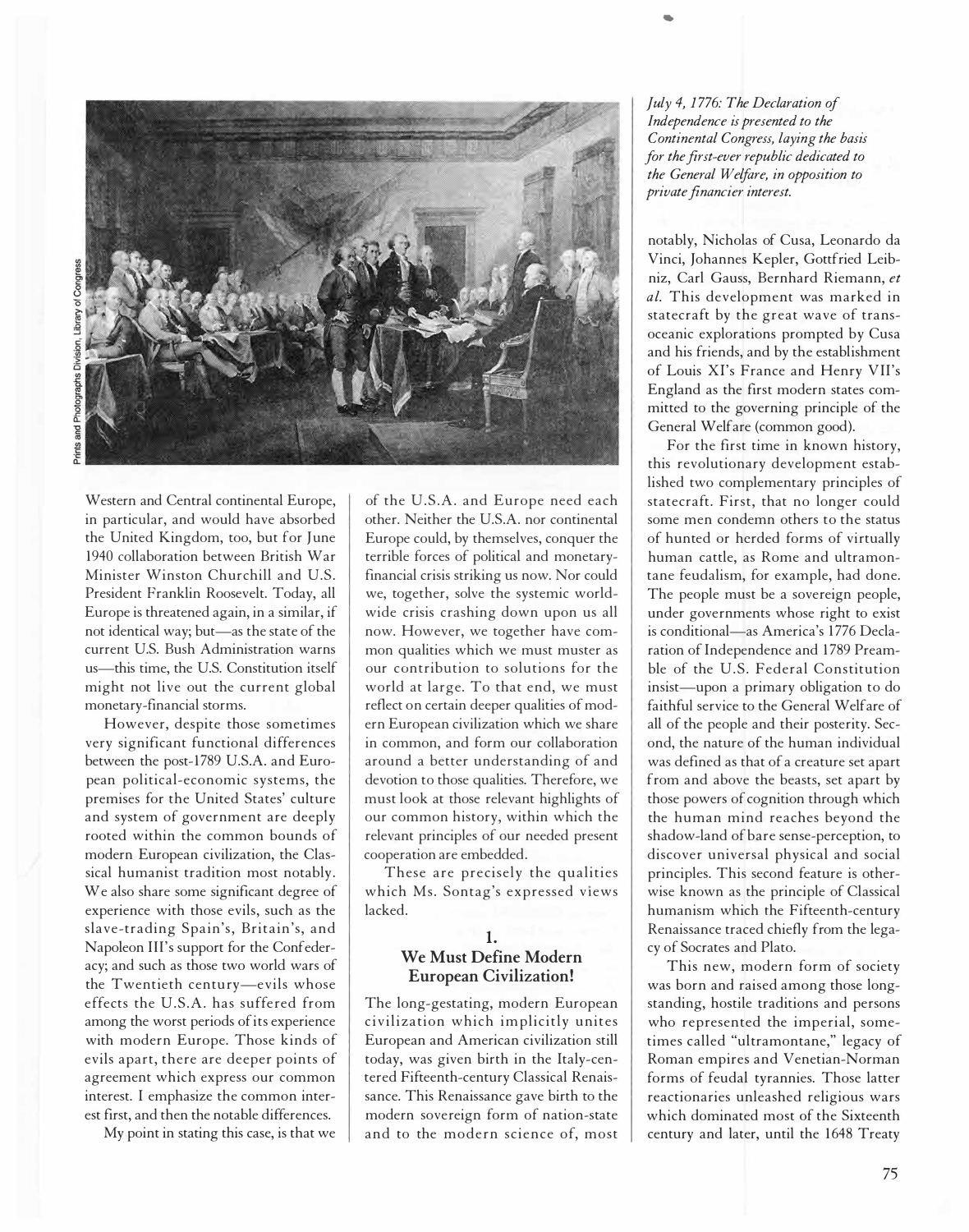*July 4, 1776: The Declaration of Independence is presented to the Continental Congress, laying the basis for the first-ever republic dedicated to the General Welfare, in opposition to private financier interest.*

Western and Central continental Europe, in particular, and would have absorbed the United Kingdom, too, but for June 1940 collaboration between British War Minister Winston Churchill and U.S. President Franklin Roosevelt. Today, all Europe is threatened again, in a similar, if not identical way; but—as the state of the current U.S. Bush Administration warns us—this time, the U.S. Constitution itself might not live out the current global monetary-financial storms.

However, despite those sometimes very significant functional differences between the post-1789 U.S.A. and European political-economic systems, the premises for the United States' culture and system of government are deeply rooted within the common bounds of modern European civilization, the Classical humanist tradition most notably. We also share some significant degree of experience with those evils, such as the slave-trading Spain's, Britain's, and Napoleon III's support for the Confederacy; and such as those two world wars of the Twentieth century—evils whose effects the U.S.A. has suffered from among the worst periods of its experience with modern Europe. Those kinds of evils apart, there are deeper points of agreement which express our common interest. I emphasize the common interest first, and then the notable differences.

My point in stating this case, is that we of the U.S.A. and Europe need each other. Neither the U.S.A. nor continental Europe could, by themselves, conquer the terrible forces of political and monetary-financial crisis striking us now. Nor could we, together, solve the systemic worldwide crisis crashing down upon us all now. However, we together have common qualities which we must muster as our contribution to solutions for the world at large. To that end, we must reflect on certain deeper qualities of modern European civilization which we share in common, and form our collaboration around a better understanding of and devotion to those qualities. Therefore, we must look at those relevant highlights of our common history, within which the relevant principles of our needed present cooperation are embedded.

These are precisely the qualities which Ms. Sontag's expressed views lacked.

## 1. We Must Define Modern European Civilization!

The long-gestating, modern European civilization which implicitly unites European and American civilization still today, was given birth in the Italy-centered Fifteenth-century Classical Renaissance. This Renaissance gave birth to the modern sovereign form of nation-state and to the modern science of, most notably, Nicholas of Cusa, Leonardo da Vinci, Johannes Kepler, Gottfried Leibniz, Carl Gauss, Bernhard Riemann, *et al.* This development was marked in statecraft by the great wave of trans-oceanic explorations prompted by Cusa and his friends, and by the establishment of Louis XI's France and Henry VII's England as the first modern states committed to the governing principle of the General Welfare (common good).

For the first time in known history, this revolutionary development established two complementary principles of statecraft. First, that no longer could some men condemn others to the status of hunted or herded forms of virtually human cattle, as Rome and ultramontane feudalism, for example, had done. The people must be a sovereign people, under governments whose right to exist is conditional—as America's 1776 Declaration of Independence and 1789 Preamble of the U.S. Federal Constitution insist—upon a primary obligation to do faithful service to the General Welfare of all of the people and their posterity. Second, the nature of the human individual was defined as that of a creature set apart from and above the beasts, set apart by those powers of cognition through which the human mind reaches beyond the shadow-land of bare sense-perception, to discover universal physical and social principles. This second feature is otherwise known as the principle of Classical humanism which the Fifteenth-century Renaissance traced chiefly from the legacy of Socrates and Plato.

This new, modern form of society was born and raised among those long-standing, hostile traditions and persons who represented the imperial, sometimes called "ultramontane," legacy of Roman empires and Venetian-Norman forms of feudal tyrannies. Those latter reactionaries unleashed religious wars which dominated most of the Sixteenth century and later, until the 1648 Treaty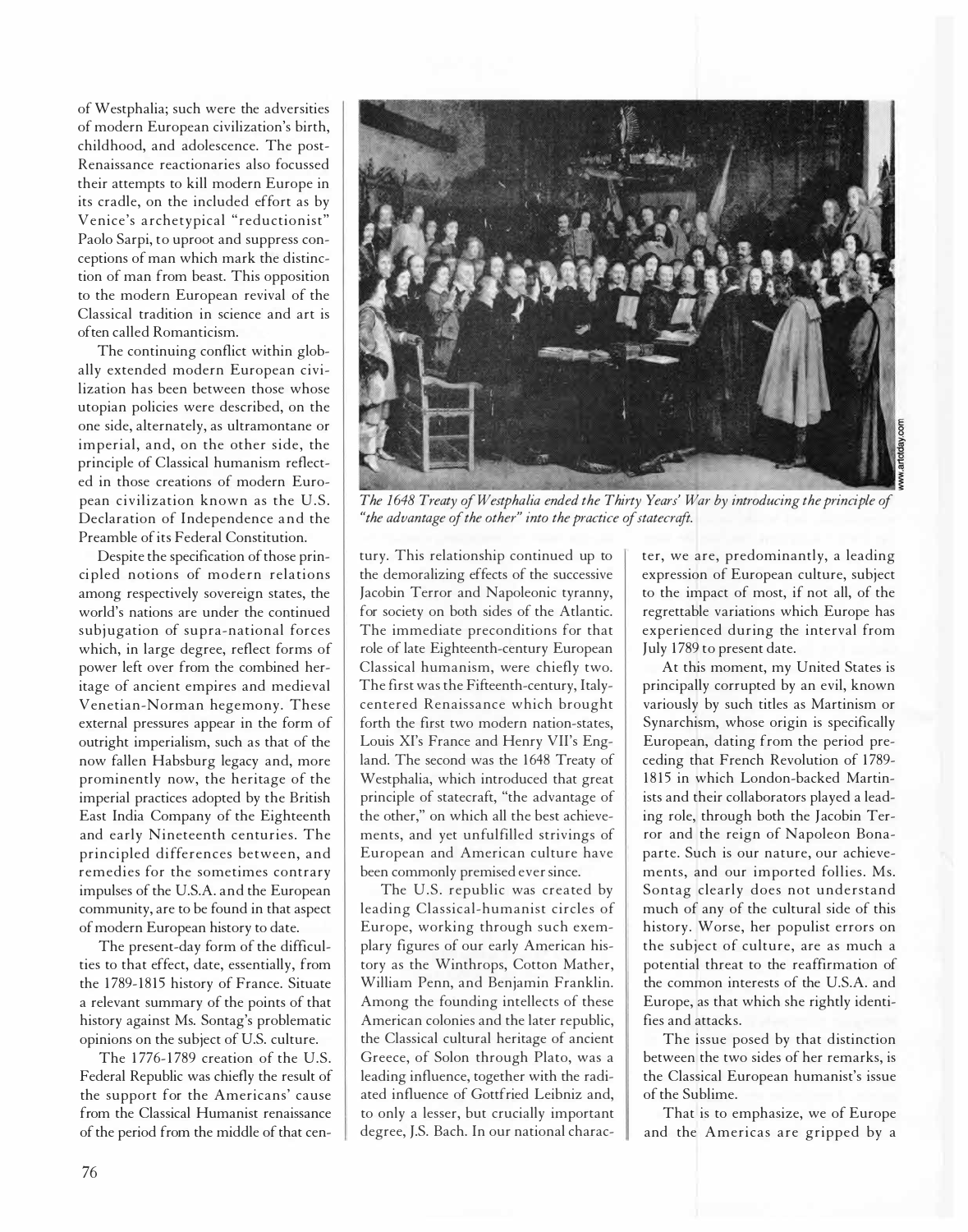of Westphalia; such were the adversities of modern European civilization's birth, childhood, and adolescence. The post-Renaissance reactionaries also focussed their attempts to kill modern Europe in its cradle, on the included effort as by Venice's archetypical "reductionist" Paolo Sarpi, to uproot and suppress conceptions of man which mark the distinction of man from beast. This opposition to the modern European revival of the Classical tradition in science and art is often called Romanticism.

The continuing conflict within globally extended modern European civilization has been between those whose utopian policies were described, on the one side, alternately, as ultramontane or imperial, and, on the other side, the principle of Classical humanism reflected in those creations of modern European civilization known as the U.S. Declaration of Independence and the Preamble of its Federal Constitution.

Despite the specification of those principled notions of modern relations among respectively sovereign states, the world's nations are under the continued subjugation of supra-national forces which, in large degree, reflect forms of power left over from the combined heritage of ancient empires and medieval Venetian-Norman hegemony. These external pressures appear in the form of outright imperialism, such as that of the now fallen Habsburg legacy and, more prominently now, the heritage of the imperial practices adopted by the British East India Company of the Eighteenth and early Nineteenth centuries. The principled differences between, and remedies for the sometimes contrary impulses of the U.S.A. and the European community, are to be found in that aspect of modern European history to date.

The present-day form of the difficulties to that effect, date, essentially, from the 1789-1815 history of France. Situate a relevant summary of the points of that history against Ms. Sontag's problematic opinions on the subject of U.S. culture.

The 1776-1789 creation of the U.S. Federal Republic was chiefly the result of the support for the Americans' cause from the Classical Humanist renaissance of the period from the middle of that century. This relationship continued up to the demoralizing effects of the successive Jacobin Terror and Napoleonic tyranny, for society on both sides of the Atlantic. The immediate preconditions for that role of late Eighteenth-century European Classical humanism, were chiefly two. The first was the Fifteenth-century, Italy-centered Renaissance which brought forth the first two modern nation-states, Louis XI's France and Henry VII's England. The second was the 1648 Treaty of Westphalia, which introduced that great principle of statecraft, "the advantage of the other," on which all the best achievements, and yet unfulfilled strivings of European and American culture have been commonly premised ever since.

*The 1648 Treaty of Westphalia ended the Thirty Years' War by introducing the principle of "the advantage of the other" into the practice of statecraft.*

The U.S. republic was created by leading Classical-humanist circles of Europe, working through such exemplary figures of our early American history as the Winthrops, Cotton Mather, William Penn, and Benjamin Franklin. Among the founding intellects of these American colonies and the later republic, the Classical cultural heritage of ancient Greece, of Solon through Plato, was a leading influence, together with the radiated influence of Gottfried Leibniz and, to only a lesser, but crucially important degree, J.S. Bach. In our national character, we are, predominantly, a leading expression of European culture, subject to the impact of most, if not all, of the regrettable variations which Europe has experienced during the interval from July 1789 to present date.

At this moment, my United States is principally corrupted by an evil, known variously by such titles as Martinism or Synarchism, whose origin is specifically European, dating from the period preceding that French Revolution of 1789-1815 in which London-backed Martinists and their collaborators played a leading role, through both the Jacobin Terror and the reign of Napoleon Bonaparte. Such is our nature, our achievements, and our imported follies. Ms. Sontag clearly does not understand much of any of the cultural side of this history. Worse, her populist errors on the subject of culture, are as much a potential threat to the reaffirmation of the common interests of the U.S.A. and Europe, as that which she rightly identifies and attacks.

The issue posed by that distinction between the two sides of her remarks, is the Classical European humanist's issue of the Sublime.

That is to emphasize, we of Europe and the Americas are gripped by a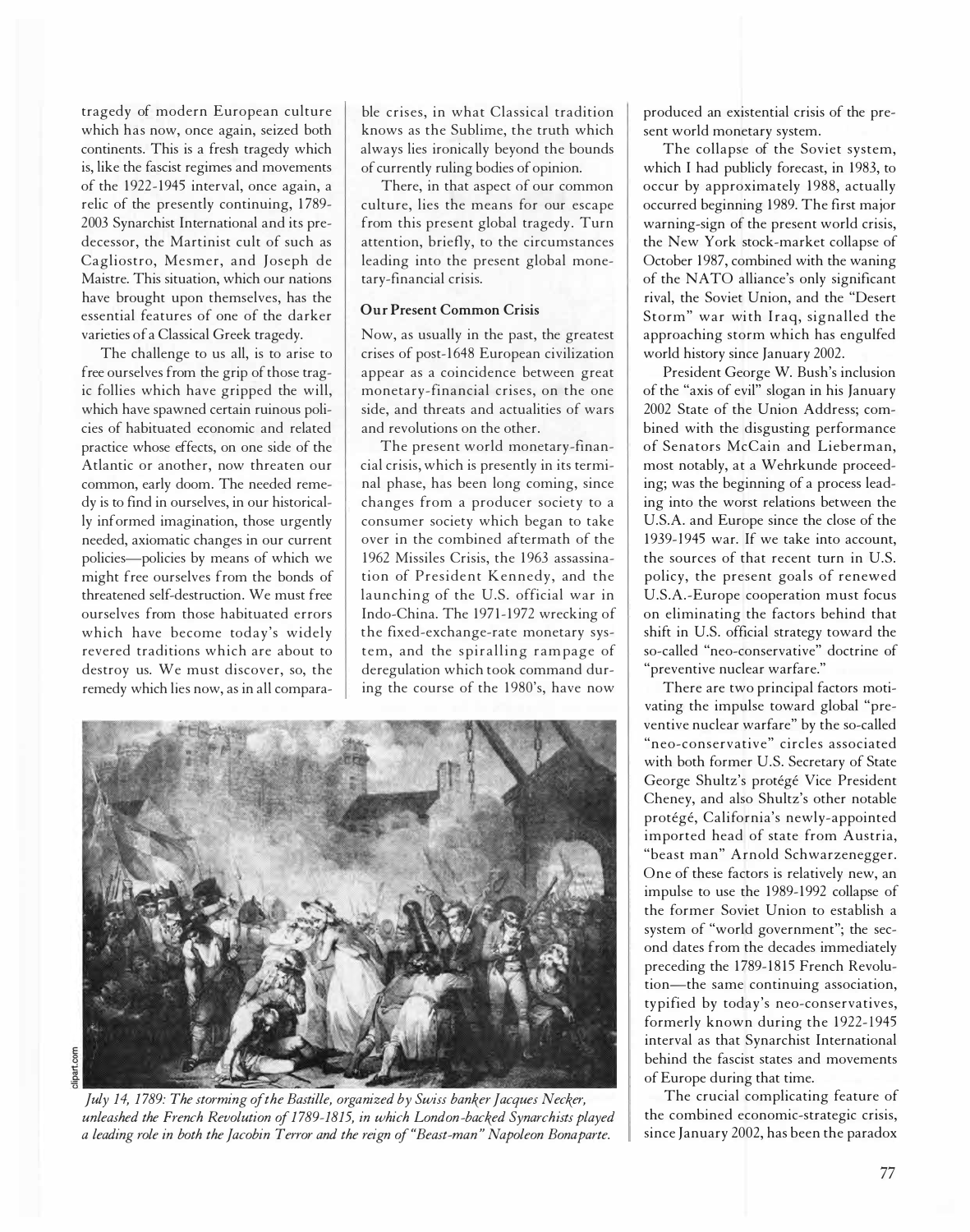tragedy of modern European culture which has now, once again, seized both continents. This is a fresh tragedy which is, like the fascist regimes and movements of the 1922-1945 interval, once again, a relic of the presently continuing, 1789-2003 Synarchist International and its predecessor, the Martinist cult of such as Cagliostro, Mesmer, and Joseph de Maistre. This situation, which our nations have brought upon themselves, has the essential features of one of the darker varieties of a Classical Greek tragedy.

The challenge to us all, is to arise to free ourselves from the grip of those tragic follies which have gripped the will, which have spawned certain ruinous policies of habituated economic and related practice whose effects, on one side of the Atlantic or another, now threaten our common, early doom. The needed remedy is to find in ourselves, in our historically informed imagination, those urgently needed, axiomatic changes in our current policies—policies by means of which we might free ourselves from the bonds of threatened self-destruction. We must free ourselves from those habituated errors which have become today's widely revered traditions which are about to destroy us. We must discover, so, the remedy which lies now, as in all comparable crises, in what Classical tradition knows as the Sublime, the truth which always lies ironically beyond the bounds of currently ruling bodies of opinion.

There, in that aspect of our common culture, lies the means for our escape from this present global tragedy. Turn attention, briefly, to the circumstances leading into the present global monetary-financial crisis.

**Our Present Common Crisis**

Now, as usually in the past, the greatest crises of post-1648 European civilization appear as a coincidence between great monetary-financial crises, on the one side, and threats and actualities of wars and revolutions on the other.

The present world monetary-financial crisis, which is presently in its terminal phase, has been long coming, since changes from a producer society to a consumer society which began to take over in the combined aftermath of the 1962 Missiles Crisis, the 1963 assassination of President Kennedy, and the launching of the U.S. official war in Indo-China. The 1971-1972 wrecking of the fixed-exchange-rate monetary system, and the spiralling rampage of deregulation which took command during the course of the 1980's, have now produced an existential crisis of the present world monetary system.

The collapse of the Soviet system, which I had publicly forecast, in 1983, to occur by approximately 1988, actually occurred beginning 1989. The first major warning-sign of the present world crisis, the New York stock-market collapse of October 1987, combined with the waning of the NATO alliance's only significant rival, the Soviet Union, and the "Desert Storm" war with Iraq, signalled the approaching storm which has engulfed world history since January 2002.

President George W. Bush's inclusion of the "axis of evil" slogan in his January 2002 State of the Union Address; combined with the disgusting performance of Senators McCain and Lieberman, most notably, at a Wehrkunde proceeding; was the beginning of a process leading into the worst relations between the U.S.A. and Europe since the close of the 1939-1945 war. If we take into account, the sources of that recent turn in U.S. policy, the present goals of renewed U.S.A.-Europe cooperation must focus on eliminating the factors behind that shift in U.S. official strategy toward the so-called "neo-conservative" doctrine of "preventive nuclear warfare."

There are two principal factors motivating the impulse toward global "preventive nuclear warfare" by the so-called "neo-conservative" circles associated with both former U.S. Secretary of State George Shultz's protégé Vice President Cheney, and also Shultz's other notable protégé, California's newly-appointed imported head of state from Austria, "beast man" Arnold Schwarzenegger. One of these factors is relatively new, an impulse to use the 1989-1992 collapse of the former Soviet Union to establish a system of "world government"; the second dates from the decades immediately preceding the 1789-1815 French Revolution—the same continuing association, typified by today's neo-conservatives, formerly known during the 1922-1945 interval as that Synarchist International behind the fascist states and movements of Europe during that time.

The crucial complicating feature of the combined economic-strategic crisis, since January 2002, has been the paradox

*July 14, 1789: The storming of the Bastille, organized by Swiss banker Jacques Necker, unleashed the French Revolution of 1789-1815, in which London-backed Synarchists played a leading role in both the Jacobin Terror and the reign of "Beast-man" Napoleon Bonaparte.*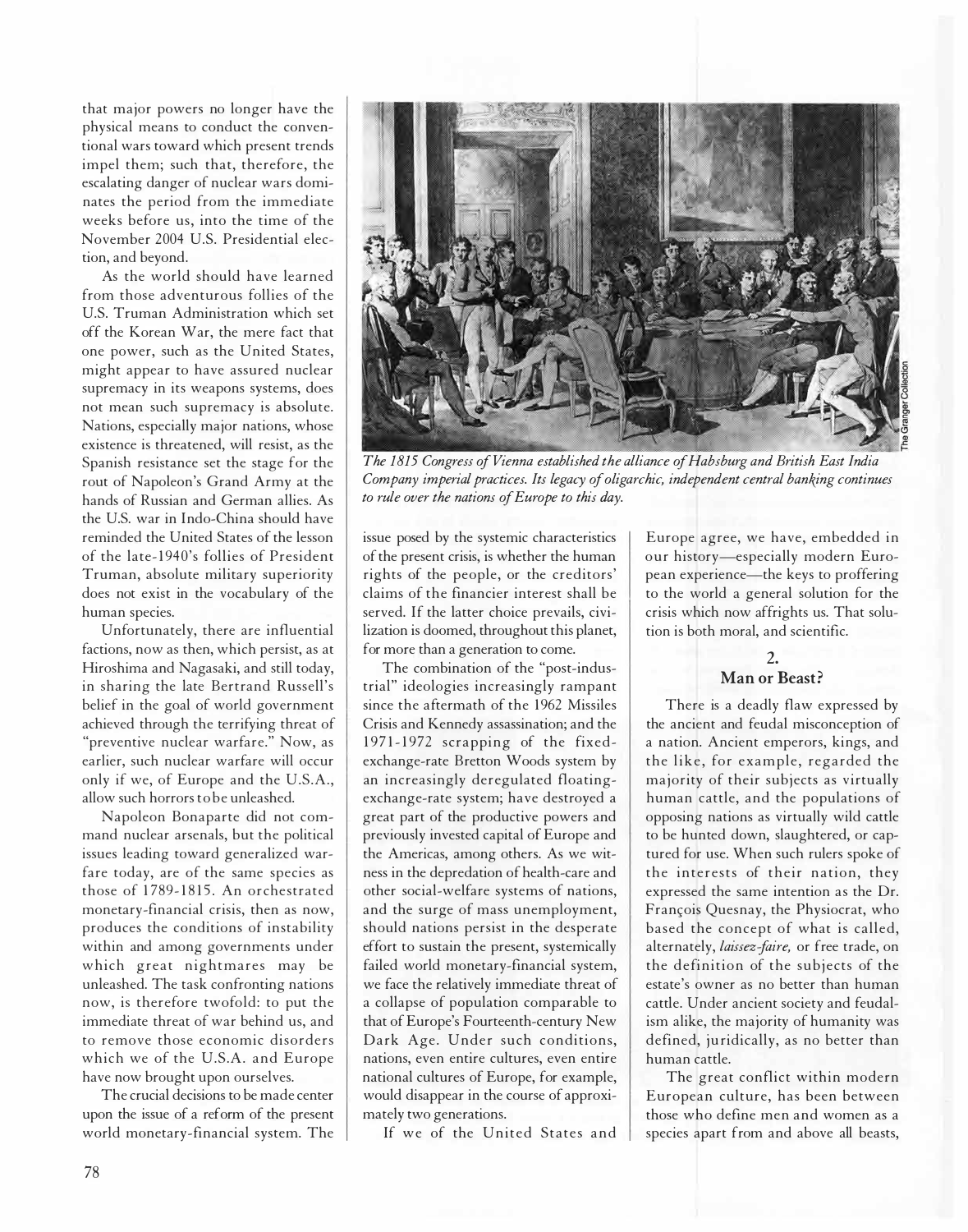that major powers no longer have the physical means to conduct the conventional wars toward which present trends impel them; such that, therefore, the escalating danger of nuclear wars dominates the period from the immediate weeks before us, into the time of the November 2004 U.S. Presidential election, and beyond.

As the world should have learned from those adventurous follies of the U.S. Truman Administration which set off the Korean War, the mere fact that one power, such as the United States, might appear to have assured nuclear supremacy in its weapons systems, does not mean such supremacy is absolute. Nations, especially major nations, whose existence is threatened, will resist, as the Spanish resistance set the stage for the rout of Napoleon's Grand Army at the hands of Russian and German allies. As the U.S. war in Indo-China should have reminded the United States of the lesson of the late-1940's follies of President Truman, absolute military superiority does not exist in the vocabulary of the human species.

Unfortunately, there are influential factions, now as then, which persist, as at Hiroshima and Nagasaki, and still today, in sharing the late Bertrand Russell's belief in the goal of world government achieved through the terrifying threat of "preventive nuclear warfare." Now, as earlier, such nuclear warfare will occur only if we, of Europe and the U.S.A., allow such horrors to be unleashed.

Napoleon Bonaparte did not command nuclear arsenals, but the political issues leading toward generalized warfare today, are of the same species as those of 1789-1815. An orchestrated monetary-financial crisis, then as now, produces the conditions of instability within and among governments under which great nightmares may be unleashed. The task confronting nations now, is therefore twofold: to put the immediate threat of war behind us, and to remove those economic disorders which we of the U.S.A. and Europe have now brought upon ourselves.

The crucial decisions to be made center upon the issue of a reform of the present world monetary-financial system. The issue posed by the systemic characteristics of the present crisis, is whether the human rights of the people, or the creditors' claims of the financier interest shall be served. If the latter choice prevails, civilization is doomed, throughout this planet, for more than a generation to come.

The combination of the "post-industrial" ideologies increasingly rampant since the aftermath of the 1962 Missiles Crisis and Kennedy assassination; and the 1971-1972 scrapping of the fixed-exchange-rate Bretton Woods system by an increasingly deregulated floating-exchange-rate system; have destroyed a great part of the productive powers and previously invested capital of Europe and the Americas, among others. As we witness in the depredation of health-care and other social-welfare systems of nations, and the surge of mass unemployment, should nations persist in the desperate effort to sustain the present, systemically failed world monetary-financial system, we face the relatively immediate threat of a collapse of population comparable to that of Europe's Fourteenth-century New Dark Age. Under such conditions, nations, even entire cultures, even entire national cultures of Europe, for example, would disappear in the course of approximately two generations.

If we of the United States and Europe agree, we have, embedded in our history—especially modern European experience—the keys to proffering to the world a general solution for the crisis which now affrights us. That solution is both moral, and scientific.

*The 1815 Congress of Vienna established the alliance of Habsburg and British East India Company imperial practices. Its legacy of oligarchic, independent central banking continues to rule over the nations of Europe to this day.*

## 2. Man or Beast?

There is a deadly flaw expressed by the ancient and feudal misconception of a nation. Ancient emperors, kings, and the like, for example, regarded the majority of their subjects as virtually human cattle, and the populations of opposing nations as virtually wild cattle to be hunted down, slaughtered, or captured for use. When such rulers spoke of the interests of their nation, they expressed the same intention as the Dr. François Quesnay, the Physiocrat, who based the concept of what is called, alternately, *laissez-faire,* or free trade, on the definition of the subjects of the estate's owner as no better than human cattle. Under ancient society and feudalism alike, the majority of humanity was defined, juridically, as no better than human cattle.

The great conflict within modern European culture, has been between those who define men and women as a species apart from and above all beasts,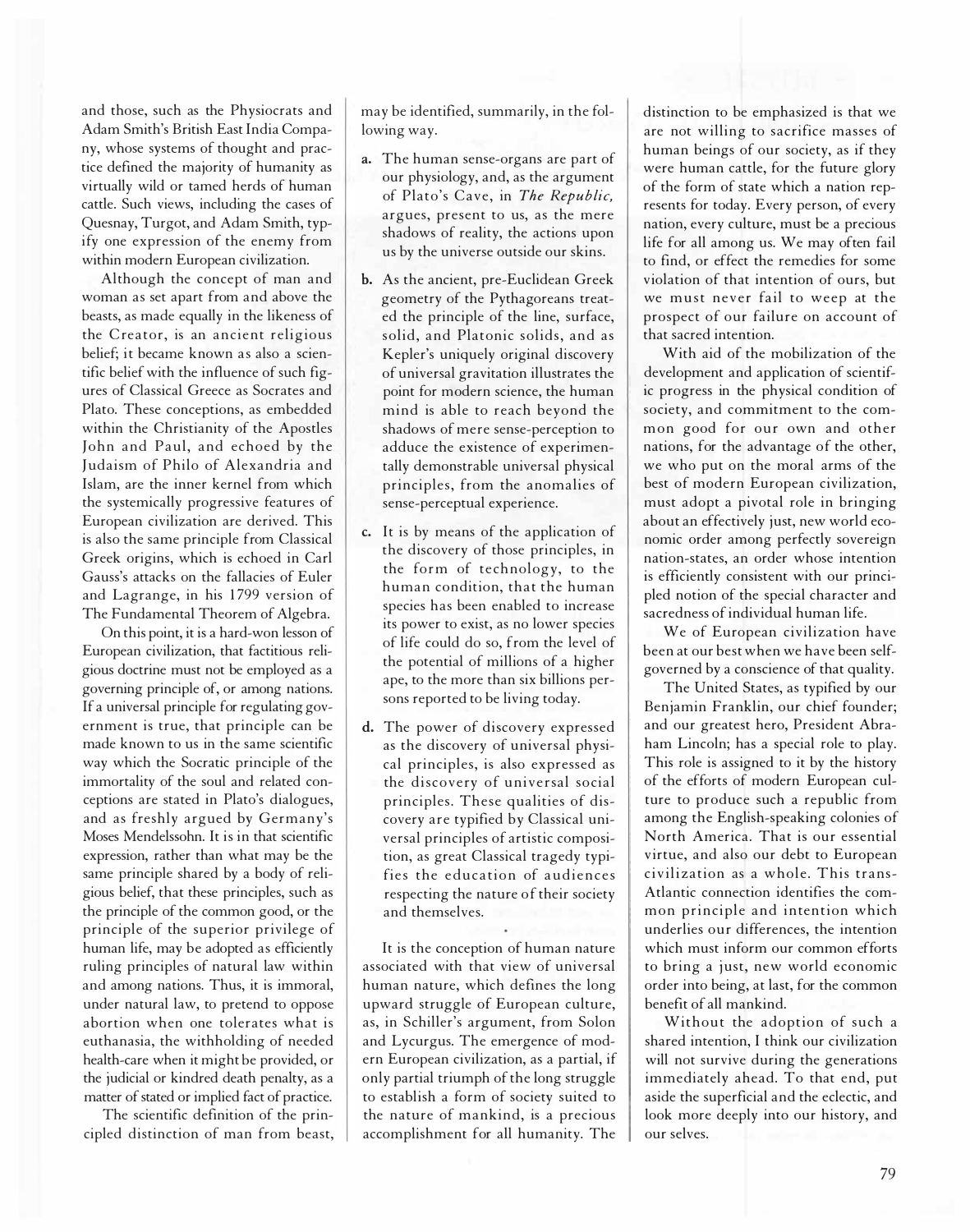and those, such as the Physiocrats and Adam Smith's British East India Company, whose systems of thought and practice defined the majority of humanity as virtually wild or tamed herds of human cattle. Such views, including the cases of Quesnay, Turgot, and Adam Smith, typify one expression of the enemy from within modern European civilization.

Although the concept of man and woman as set apart from and above the beasts, as made equally in the likeness of the Creator, is an ancient religious belief; it became known as also a scientific belief with the influence of such figures of Classical Greece as Socrates and Plato. These conceptions, as embedded within the Christianity of the Apostles John and Paul, and echoed by the Judaism of Philo of Alexandria and Islam, are the inner kernel from which the systemically progressive features of European civilization are derived. This is also the same principle from Classical Greek origins, which is echoed in Carl Gauss's attacks on the fallacies of Euler and Lagrange, in his 1799 version of The Fundamental Theorem of Algebra.

On this point, it is a hard-won lesson of European civilization, that factitious religious doctrine must not be employed as a governing principle of, or among nations. If a universal principle for regulating government is true, that principle can be made known to us in the same scientific way which the Socratic principle of the immortality of the soul and related conceptions are stated in Plato's dialogues, and as freshly argued by Germany's Moses Mendelssohn. It is in that scientific expression, rather than what may be the same principle shared by a body of religious belief, that these principles, such as the principle of the common good, or the principle of the superior privilege of human life, may be adopted as efficiently ruling principles of natural law within and among nations. Thus, it is immoral, under natural law, to pretend to oppose abortion when one tolerates what is euthanasia, the withholding of needed health-care when it might be provided, or the judicial or kindred death penalty, as a matter of stated or implied fact of practice.

The scientific definition of the principled distinction of man from beast, may be identified, summarily, in the following way.

**a.** The human sense-organs are part of our physiology, and, as the argument of Plato's Cave, in *The Republic,* argues, present to us, as the mere shadows of reality, the actions upon us by the universe outside our skins.

**b.** As the ancient, pre-Euclidean Greek geometry of the Pythagoreans treated the principle of the line, surface, solid, and Platonic solids, and as Kepler's uniquely original discovery of universal gravitation illustrates the point for modern science, the human mind is able to reach beyond the shadows of mere sense-perception to adduce the existence of experimentally demonstrable universal physical principles, from the anomalies of sense-perceptual experience.

**c.** It is by means of the application of the discovery of those principles, in the form of technology, to the human condition, that the human species has been enabled to increase its power to exist, as no lower species of life could do so, from the level of the potential of millions of a higher ape, to the more than six billions persons reported to be living today.

**d.** The power of discovery expressed as the discovery of universal physical principles, is also expressed as the discovery of universal social principles. These qualities of discovery are typified by Classical universal principles of artistic composition, as great Classical tragedy typifies the education of audiences respecting the nature of their society and themselves.

It is the conception of human nature associated with that view of universal human nature, which defines the long upward struggle of European culture, as, in Schiller's argument, from Solon and Lycurgus. The emergence of modern European civilization, as a partial, if only partial triumph of the long struggle to establish a form of society suited to the nature of mankind, is a precious accomplishment for all humanity. The distinction to be emphasized is that we are not willing to sacrifice masses of human beings of our society, as if they were human cattle, for the future glory of the form of state which a nation represents for today. Every person, of every nation, every culture, must be a precious life for all among us. We may often fail to find, or effect the remedies for some violation of that intention of ours, but we must never fail to weep at the prospect of our failure on account of that sacred intention.

With aid of the mobilization of the development and application of scientific progress in the physical condition of society, and commitment to the common good for our own and other nations, for the advantage of the other, we who put on the moral arms of the best of modern European civilization, must adopt a pivotal role in bringing about an effectively just, new world economic order among perfectly sovereign nation-states, an order whose intention is efficiently consistent with our principled notion of the special character and sacredness of individual human life.

We of European civilization have been at our best when we have been self-governed by a conscience of that quality.

The United States, as typified by our Benjamin Franklin, our chief founder; and our greatest hero, President Abraham Lincoln; has a special role to play. This role is assigned to it by the history of the efforts of modern European culture to produce such a republic from among the English-speaking colonies of North America. That is our essential virtue, and also our debt to European civilization as a whole. This trans-Atlantic connection identifies the common principle and intention which underlies our differences, the intention which must inform our common efforts to bring a just, new world economic order into being, at last, for the common benefit of all mankind.

Without the adoption of such a shared intention, I think our civilization will not survive during the generations immediately ahead. To that end, put aside the superficial and the eclectic, and look more deeply into our history, and our selves.